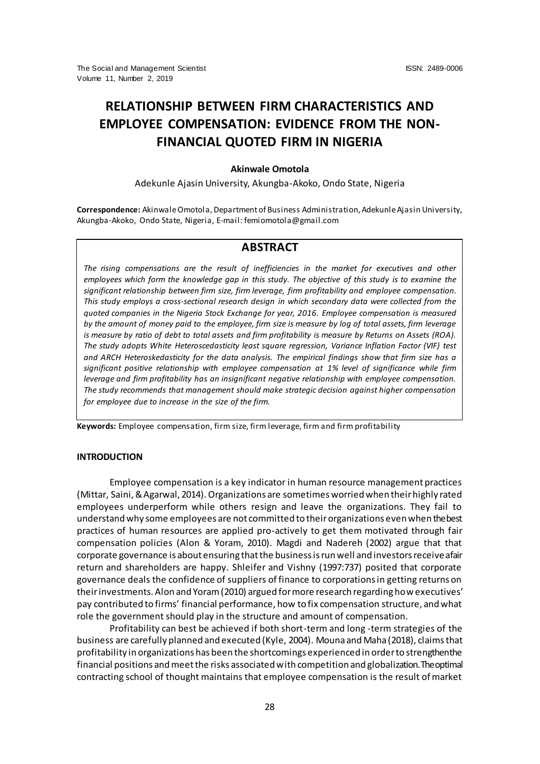# RELATIONSHIP BETWEEN FIRM CHARACTERISTICS AND EMPLOYEE COMPENSATION: EVIDENCE FROM THE NON-FINANCIAL QUOTED FIRM IN NIGERIA

**Akinwale Omotola**

Adekunle Ajasin University, Akungba-Akoko, Ondo State, Nigeria

**Correspondence:** Akinwale Omotola, Department of Business Administration, Adekunle Ajasin University, Akungba-Akoko, Ondo State, Nigeria, E-mail: femiomotola@gmail.com

## ABSTRACT

*The rising compensations are the result of inefficiencies in the market for executives and other employees which form the knowledge gap in this study. The objective of this study is to examine the significant relationship between firm size, firm leverage, firm profitability and employee compensation. This study employs a cross-sectional research design in which secondary data were collected from the quoted companies in the Nigeria Stock Exchange for year, 2016. Employee compensation is measured by the amount of money paid to the employee, firm size is measure by log of total assets, firm leverage is measure by ratio of debt to total assets and firm profitability is measure by Returns on Assets (ROA). The study adopts White Heteroscedasticity least square regression, Variance Inflation Factor (VIF) test and ARCH Heteroskedasticity for the data analysis. The empirical findings show that firm size has a significant positive relationship with employee compensation at 1% level of significance while firm leverage and firm profitability has an insignificant negative relationship with employee compensation. The study recommends that management should make strategic decision against higher compensation for employee due to increase in the size of the firm.*

**Keywords:** Employee compensation, firm size, firm leverage, firm and firm profitability

## INTRODUCTION

Employee compensation is a key indicator in human resource management practices (Mittar, Saini, & Agarwal, 2014). Organizations are sometimes worried when their highly rated employees underperform while others resign and leave the organizations. They fail to understand why some employees are not committed to their organizations even when the best practices of human resources are applied pro-actively to get them motivated through fair compensation policies (Alon & Yoram, 2010). Magdi and Nadereh (2002) argue that that corporate governance is about ensuring that the business is run well and investors receive a fair return and shareholders are happy. Shleifer and Vishny (1997:737) posited that corporate governance deals the confidence of suppliers of finance to corporations in getting returns on their investments. Alon and Yoram (2010) argued for more research regarding how executives' pay contributed to firms' financial performance, how to fix compensation structure, and what role the government should play in the structure and amount of compensation.

Profitability can best be achieved if both short-term and long -term strategies of the business are carefully planned and executed (Kyle, 2004). Mouna and Maha (2018), claims that profitability in organizations has been the shortcomings experienced in order to strengthen the financial positions and meet the risks associated with competition and globalization. The optimal contracting school of thought maintains that employee compensation is the result of market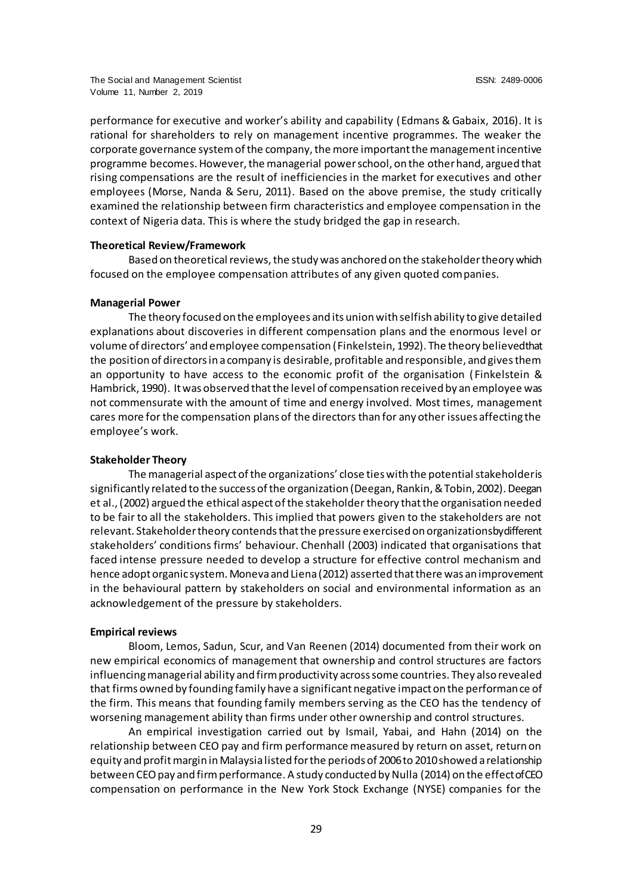performance for executive and worker's ability and capability (Edmans & Gabaix, 2016). It is rational for shareholders to rely on management incentive programmes. The weaker the corporate governance system of the company, the more important the management incentive programme becomes. However, the managerial power school, on the other hand, argued that rising compensations are the result of inefficiencies in the market for executives and other employees (Morse, Nanda & Seru, 2011). Based on the above premise, the study critically examined the relationship between firm characteristics and employee compensation in the context of Nigeria data. This is where the study bridged the gap in research.

**Theoretical Review/Framework**

Based on theoretical reviews, the study was anchored on the stakeholder theory which focused on the employee compensation attributes of any given quoted companies.

**Managerial Power**

The theory focused on the employees and its union with selfish ability to give detailed explanations about discoveries in different compensation plans and the enormous level or volume of directors' and employee compensation (Finkelstein, 1992). The theory believed that the position of directors in a company is desirable, profitable and responsible, and gives them an opportunity to have access to the economic profit of the organisation (Finkelstein & Hambrick, 1990). It was observed that the level of compensation received by an employee was not commensurate with the amount of time and energy involved. Most times, management cares more for the compensation plans of the directors than for any other issues affecting the employee's work.

**Stakeholder Theory**

The managerial aspect of the organizations' close ties with the potential stakeholder is significantly related to the success of the organization (Deegan, Rankin, & Tobin, 2002). Deegan et al., (2002) argued the ethical aspect of the stakeholder theory that the organisation needed to be fair to all the stakeholders. This implied that powers given to the stakeholders are not relevant. Stakeholder theory contends that the pressure exercised on organizations by different stakeholders' conditions firms' behaviour. Chenhall (2003) indicated that organisations that faced intense pressure needed to develop a structure for effective control mechanism and hence adopt organic system. Moneva and Liena (2012) asserted that there was an improvement in the behavioural pattern by stakeholders on social and environmental information as an acknowledgement of the pressure by stakeholders.

**Empirical reviews**

Bloom, Lemos, Sadun, Scur, and Van Reenen (2014) documented from their work on new empirical economics of management that ownership and control structures are factors influencing managerial ability and firm productivity across some countries. They also revealed that firms owned by founding family have a significant negative impact on the performance of the firm. This means that founding family members serving as the CEO has the tendency of worsening management ability than firms under other ownership and control structures.

An empirical investigation carried out by Ismail, Yabai, and Hahn (2014) on the relationship between CEO pay and firm performance measured by return on asset, return on equity and profit margin in Malaysia listed for the periods of 2006 to 2010 showed a relationship between CEO pay and firm performance. A study conducted by Nulla (2014) on the effect of CEO compensation on performance in the New York Stock Exchange (NYSE) companies for the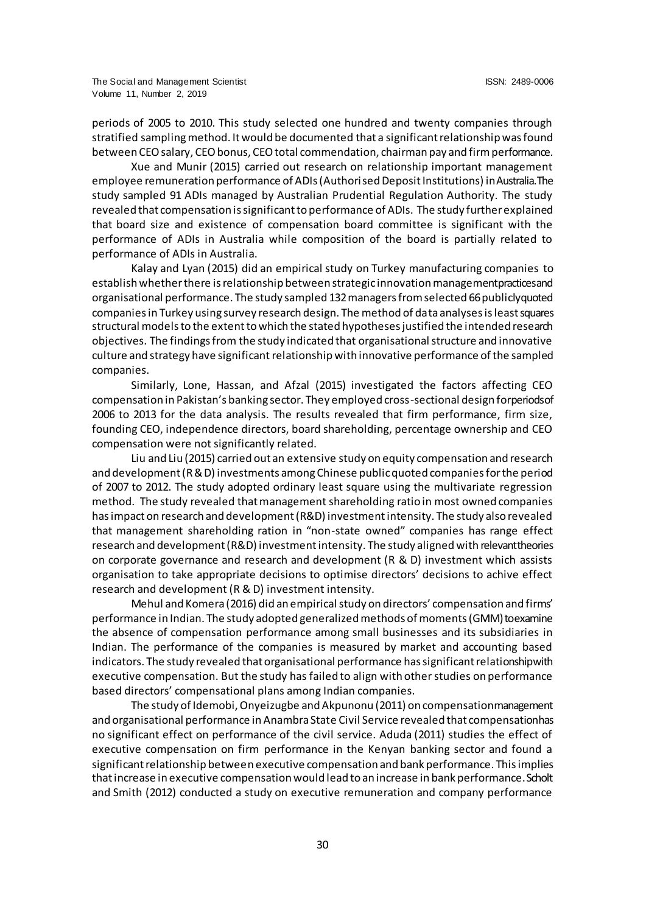periods of 2005 to 2010. This study selected one hundred and twenty companies through stratified sampling method. It would be documented that a significant relationship was found between CEO salary, CEO bonus, CEO total commendation, chairman pay and firm performance.

Xue and Munir (2015) carried out research on relationship important management employee remuneration performance of ADIs (Authorised Deposit Institutions) in Australia. The study sampled 91 ADIs managed by Australian Prudential Regulation Authority. The study revealed that compensation is significant to performance of ADIs. The study further explained that board size and existence of compensation board committee is significant with the performance of ADIs in Australia while composition of the board is partially related to performance of ADIs in Australia.

Kalay and Lyan (2015) did an empirical study on Turkey manufacturing companies to establish whether there is relationship between strategic innovation management practices and organisational performance. The study sampled 132 managers from selected 66 publicly quoted companies in Turkey using survey research design. The method of data analyses is least squares structural models to the extent to which the stated hypotheses justified the intended research objectives. The findings from the study indicated that organisational structure and innovative culture and strategy have significant relationship with innovative performance of the sampled companies.

Similarly, Lone, Hassan, and Afzal (2015) investigated the factors affecting CEO compensation in Pakistan's banking sector. They employed cross-sectional design for periods of 2006 to 2013 for the data analysis. The results revealed that firm performance, firm size, founding CEO, independence directors, board shareholding, percentage ownership and CEO compensation were not significantly related.

Liu and Liu (2015) carried out an extensive study on equity compensation and research and development (R & D) investments among Chinese public quoted companies for the period of 2007 to 2012. The study adopted ordinary least square using the multivariate regression method. The study revealed that management shareholding ratio in most owned companies has impact on research and development (R&D) investment intensity. The study also revealed that management shareholding ration in "non-state owned" companies has range effect research and development (R&D) investment intensity. The study aligned with relevant theories on corporate governance and research and development (R & D) investment which assists organisation to take appropriate decisions to optimise directors' decisions to achive effect research and development (R & D) investment intensity.

Mehul and Komera (2016) did an empirical study on directors' compensation and firms' performance in Indian. The study adopted generalized methods of moments (GMM) to examine the absence of compensation performance among small businesses and its subsidiaries in Indian. The performance of the companies is measured by market and accounting based indicators. The study revealed that organisational performance has significant relationship with executive compensation. But the study has failed to align with other studies on performance based directors' compensational plans among Indian companies.

The study of Idemobi, Onyeizugbe and Akpunonu (2011) on compensation management and organisational performance in Anambra State Civil Service revealed that compensation has no significant effect on performance of the civil service. Aduda (2011) studies the effect of executive compensation on firm performance in the Kenyan banking sector and found a significant relationship between executive compensation and bank performance. This implies that increase in executive compensation would lead to an increase in bank performance. Scholt and Smith (2012) conducted a study on executive remuneration and company performance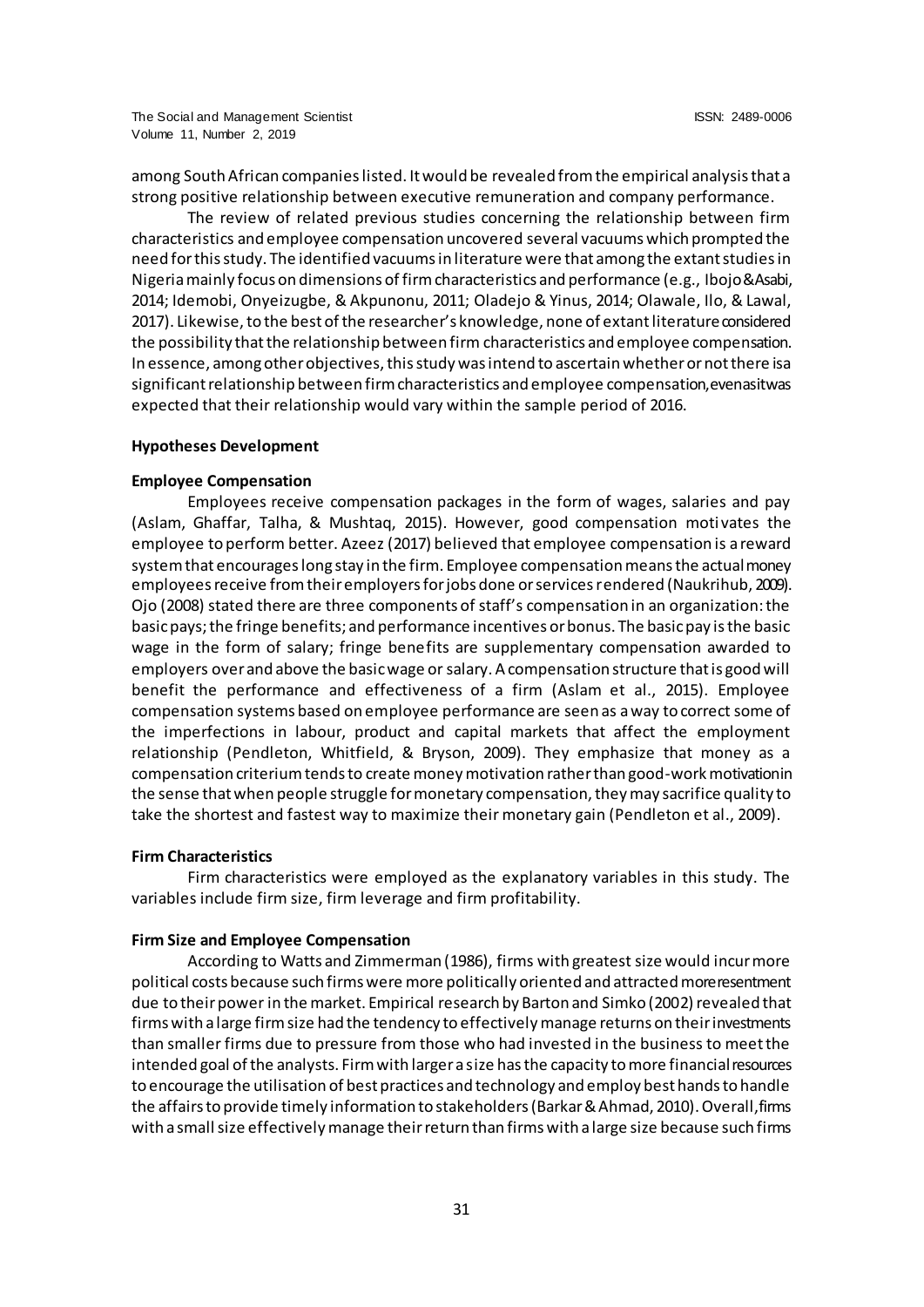among South African companies listed. It would be revealed from the empirical analysis that a strong positive relationship between executive remuneration and company performance.

The review of related previous studies concerning the relationship between firm characteristics and employee compensation uncovered several vacuums which prompted the need for this study. The identified vacuums in literature were that among the extant studies in Nigeria mainly focus on dimensions of firm characteristics and performance (e.g., Ibojo & Asabi, 2014; Idemobi, Onyeizugbe, & Akpunonu, 2011; Oladejo & Yinus, 2014; Olawale, Ilo, & Lawal, 2017). Likewise, to the best of the researcher's knowledge, none of extant literature considered the possibility that the relationship between firm characteristics and employee compensation. In essence, among other objectives, this study was intend to ascertain whether or not there isa significant relationship between firm characteristics and employee compensation, even as it was expected that their relationship would vary within the sample period of 2016.

## Hypotheses Development

### Employee Compensation

Employees receive compensation packages in the form of wages, salaries and pay (Aslam, Ghaffar, Talha, & Mushtaq, 2015). However, good compensation motivates the employee to perform better. Azeez (2017) believed that employee compensation is a reward system that encourages long stay in the firm. Employee compensation means the actual money employees receive from their employers for jobs done or services rendered (Naukrihub, 2009). Ojo (2008) stated there are three components of staff's compensation in an organization: the basic pays; the fringe benefits; and performance incentives or bonus. The basic pay is the basic wage in the form of salary; fringe benefits are supplementary compensation awarded to employers over and above the basic wage or salary. A compensation structure that is good will benefit the performance and effectiveness of a firm (Aslam et al., 2015). Employee compensation systems based on employee performance are seen as a way to correct some of the imperfections in labour, product and capital markets that affect the employment relationship (Pendleton, Whitfield, & Bryson, 2009). They emphasize that money as a compensation criterium tends to create money motivation rather than good-work motivation in the sense that when people struggle for monetary compensation, they may sacrifice quality to take the shortest and fastest way to maximize their monetary gain (Pendleton et al., 2009).

### Firm Characteristics

Firm characteristics were employed as the explanatory variables in this study. The variables include firm size, firm leverage and firm profitability.

### Firm Size and Employee Compensation

According to Watts and Zimmerman (1986), firms with greatest size would incur more political costs because such firms were more politically oriented and attracted more resentment due to their power in the market. Empirical research by Barton and Simko (2002) revealed that firms with a large firm size had the tendency to effectively manage returns on their investments than smaller firms due to pressure from those who had invested in the business to meet the intended goal of the analysts. Firm with larger a size has the capacity to more financial resources to encourage the utilisation of best practices and technology and employ best hands to handle the affairs to provide timely information to stakeholders (Barkar & Ahmad, 2010). Overall, firms with a small size effectively manage their return than firms with a large size because such firms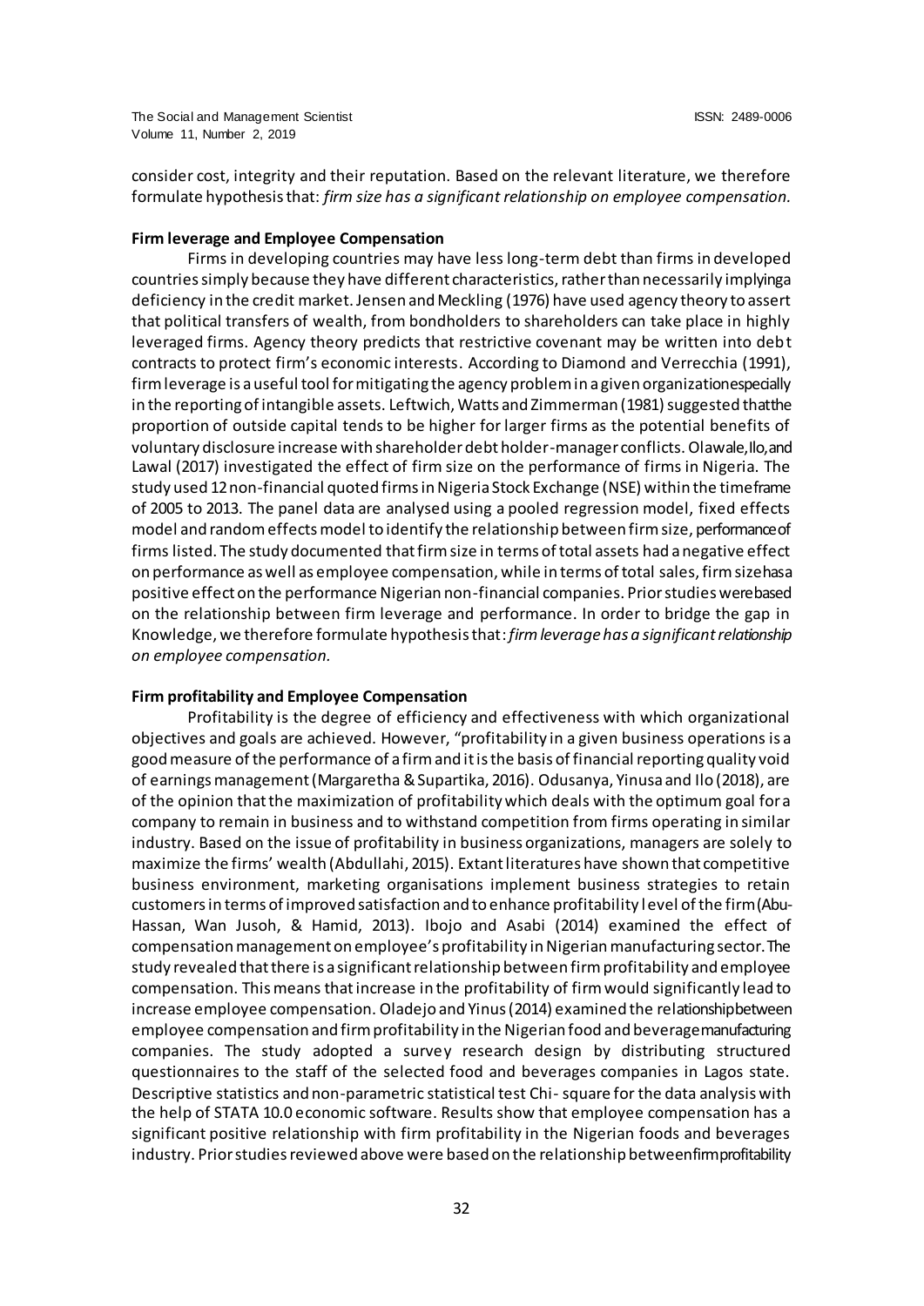consider cost, integrity and their reputation. Based on the relevant literature, we therefore formulate hypothesis that: *firm size has a significant relationship on employee compensation.*

**Firm leverage and Employee Compensation**

Firms in developing countries may have less long-term debt than firms in developed countries simply because they have different characteristics, rather than necessarily implyinga deficiency in the credit market. Jensen and Meckling (1976) have used agency theory to assert that political transfers of wealth, from bondholders to shareholders can take place in highly leveraged firms. Agency theory predicts that restrictive covenant may be written into debt contracts to protect firm's economic interests. According to Diamond and Verrecchia (1991), firm leverage is a useful tool for mitigating the agency problem in a given organizationespecially in the reporting of intangible assets. Leftwich, Watts and Zimmerman (1981) suggested thatthe proportion of outside capital tends to be higher for larger firms as the potential benefits of voluntary disclosure increase with shareholder debt holder-manager conflicts. Olawale, Ilo, and Lawal (2017) investigated the effect of firm size on the performance of firms in Nigeria. The study used 12 non-financial quoted firms in Nigeria Stock Exchange (NSE) within the timeframe of 2005 to 2013. The panel data are analysed using a pooled regression model, fixed effects model and random effects model to identify the relationship between firm size, performance of firms listed. The study documented that firm size in terms of total assets had a negative effect on performance as well as employee compensation, while in terms of total sales, firm size hasa positive effect on the performance Nigerian non-financial companies. Prior studies werebased on the relationship between firm leverage and performance. In order to bridge the gap in Knowledge, we therefore formulate hypothesis that: *firm leverage has a significant relationship on employee compensation.*

**Firm profitability and Employee Compensation**

Profitability is the degree of efficiency and effectiveness with which organizational objectives and goals are achieved. However, "profitability in a given business operations is a good measure of the performance of a firm and it is the basis of financial reporting quality void of earnings management (Margaretha & Supartika, 2016). Odusanya, Yinusa and Ilo (2018), are of the opinion that the maximization of profitability which deals with the optimum goal for a company to remain in business and to withstand competition from firms operating in similar industry. Based on the issue of profitability in business organizations, managers are solely to maximize the firms' wealth (Abdullahi, 2015). Extant literatures have shown that competitive business environment, marketing organisations implement business strategies to retain customers in terms of improved satisfaction and to enhance profitability level of the firm (Abu-Hassan, Wan Jusoh, & Hamid, 2013). Ibojo and Asabi (2014) examined the effect of compensation management on employee's profitability in Nigerian manufacturing sector. The study revealed that there is a significant relationship between firm profitability and employee compensation. This means that increase in the profitability of firm would significantly lead to increase employee compensation. Oladejo and Yinus (2014) examined the relationship between employee compensation and firm profitability in the Nigerian food and beverage manufacturing companies. The study adopted a survey research design by distributing structured questionnaires to the staff of the selected food and beverages companies in Lagos state. Descriptive statistics and non-parametric statistical test Chi- square for the data analysis with the help of STATA 10.0 economic software. Results show that employee compensation has a significant positive relationship with firm profitability in the Nigerian foods and beverages industry. Prior studies reviewed above were based on the relationship between firm profitability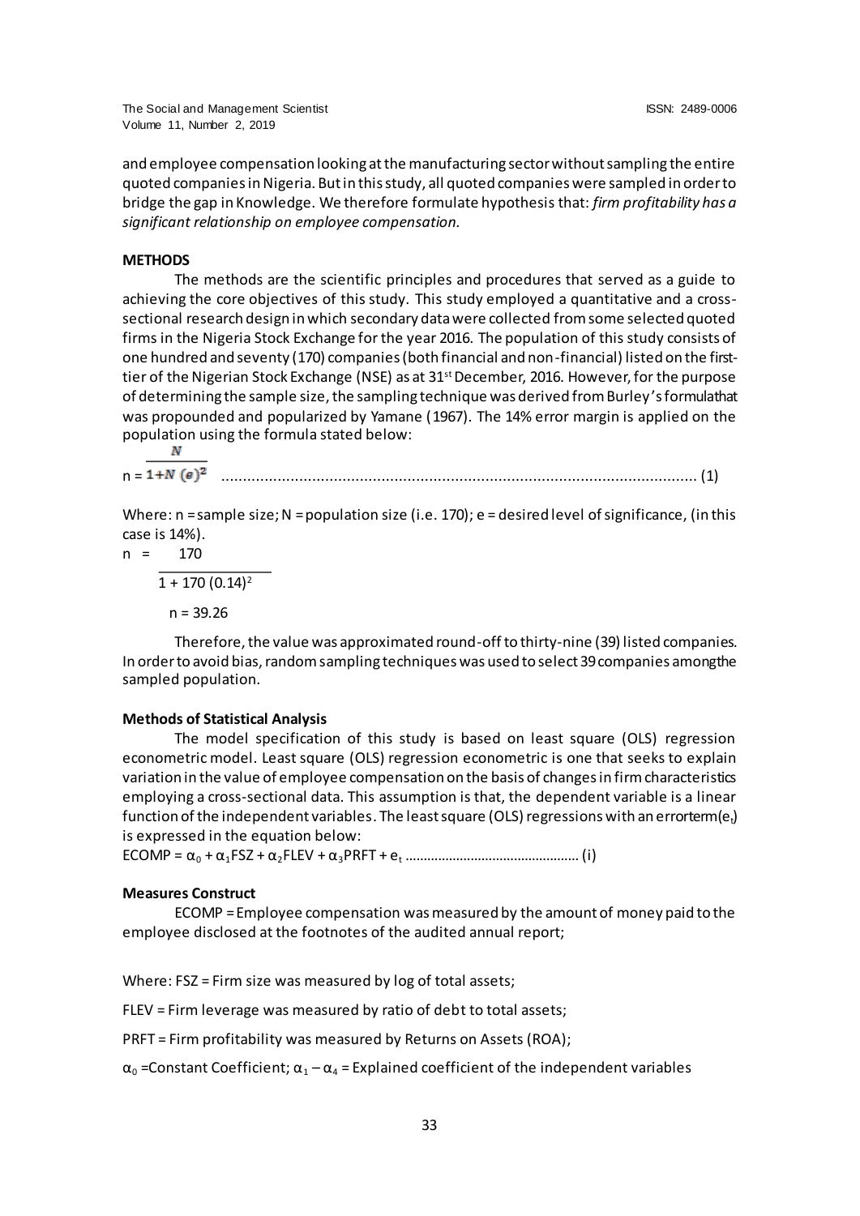and employee compensation looking at the manufacturing sector without sampling the entire quoted companies in Nigeria. But in this study, all quoted companies were sampled in order to bridge the gap in Knowledge. We therefore formulate hypothesis that: *firm profitability has a significant relationship on employee compensation.*

**METHODS**

The methods are the scientific principles and procedures that served as a guide to achieving the core objectives of this study. This study employed a quantitative and a cross-sectional research design in which secondary data were collected from some selected quoted firms in the Nigeria Stock Exchange for the year 2016. The population of this study consists of one hundred and seventy (170) companies (both financial and non-financial) listed on the first-tier of the Nigerian Stock Exchange (NSE) as at 31st December, 2016. However, for the purpose of determining the sample size, the sampling technique was derived from Burley's formulathat was propounded and popularized by Yamane (1967). The 14% error margin is applied on the population using the formula stated below:

$$n = \frac{N}{1+N\,(e)^2} \quad \text{.................................................................................................} \quad (1)$$

Where: n = sample size; N = population size (i.e. 170); e = desired level of significance, (in this case is 14%).

$$n = \frac{170}{1 + 170\,(0.14)^2}$$

$$n = 39.26$$

Therefore, the value was approximated round-off to thirty-nine (39) listed companies. In order to avoid bias, random sampling techniques was used to select 39 companies amongthe sampled population.

**Methods of Statistical Analysis**

The model specification of this study is based on least square (OLS) regression econometric model. Least square (OLS) regression econometric is one that seeks to explain variation in the value of employee compensation on the basis of changes in firm characteristics employing a cross-sectional data. This assumption is that, the dependent variable is a linear function of the independent variables. The least square (OLS) regressions with an errorterm($e_t$) is expressed in the equation below:

$$ECOMP = \alpha_0 + \alpha_1 FSZ + \alpha_2 FLEV + \alpha_3 PRFT + e_t \text{ ...............................................} \text{ (i)}$$

**Measures Construct**

ECOMP = Employee compensation was measured by the amount of money paid to the employee disclosed at the footnotes of the audited annual report;

Where: FSZ = Firm size was measured by log of total assets;

FLEV = Firm leverage was measured by ratio of debt to total assets;

PRFT = Firm profitability was measured by Returns on Assets (ROA);

$\alpha_0$ =Constant Coefficient; $\alpha_1 - \alpha_4$ = Explained coefficient of the independent variables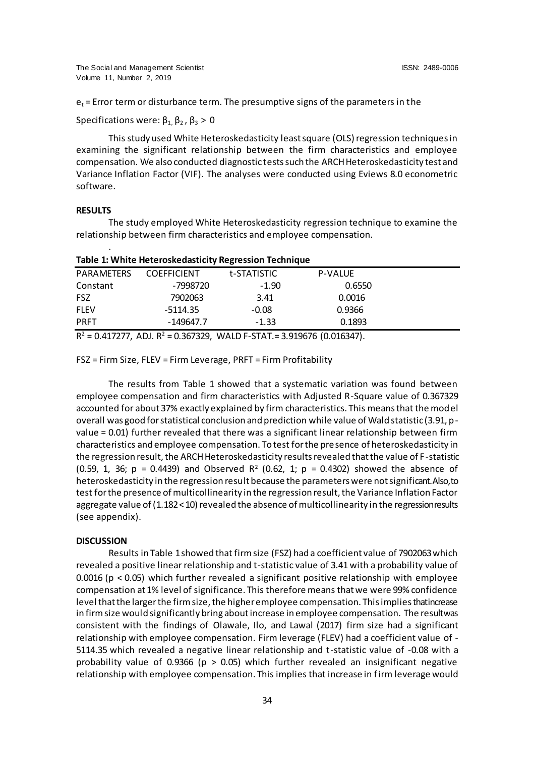$e_t$ = Error term or disturbance term. The presumptive signs of the parameters in the

Specifications were: $\beta_1, \beta_2, \beta_3 > 0$

This study used White Heteroskedasticity least square (OLS) regression techniques in examining the significant relationship between the firm characteristics and employee compensation. We also conducted diagnostic tests such the ARCH Heteroskedasticity test and Variance Inflation Factor (VIF). The analyses were conducted using Eviews 8.0 econometric software.

**RESULTS**

The study employed White Heteroskedasticity regression technique to examine the relationship between firm characteristics and employee compensation.

.

**Table 1: White Heteroskedasticity Regression Technique**

| PARAMETERS | COEFFICIENT | t-STATISTIC | P-VALUE |
|---|---|---|---|
| Constant | -7998720 | -1.90 | 0.6550 |
| FSZ | 7902063 | 3.41 | 0.0016 |
| FLEV | -5114.35 | -0.08 | 0.9366 |
| PRFT | -149647.7 | -1.33 | 0.1893 |

$R^2$ = 0.417277, ADJ. $R^2$ = 0.367329, WALD F-STAT.= 3.919676 (0.016347).

FSZ = Firm Size, FLEV = Firm Leverage, PRFT = Firm Profitability

The results from Table 1 showed that a systematic variation was found between employee compensation and firm characteristics with Adjusted R-Square value of 0.367329 accounted for about 37% exactly explained by firm characteristics. This means that the model overall was good for statistical conclusion and prediction while value of Wald statistic (3.91, p-value = 0.01) further revealed that there was a significant linear relationship between firm characteristics and employee compensation. To test for the presence of heteroskedasticity in the regression result, the ARCH Heteroskedasticity results revealed that the value of F-statistic (0.59, 1, 36; p = 0.4439) and Observed $R^2$ (0.62, 1; p = 0.4302) showed the absence of heteroskedasticity in the regression result because the parameters were not significant. Also, to test for the presence of multicollinearity in the regression result, the Variance Inflation Factor aggregate value of (1.182 < 10) revealed the absence of multicollinearity in the regression results (see appendix).

**DISCUSSION**

Results in Table 1 showed that firm size (FSZ) had a coefficient value of 7902063 which revealed a positive linear relationship and t-statistic value of 3.41 with a probability value of 0.0016 ($p < 0.05$) which further revealed a significant positive relationship with employee compensation at 1% level of significance. This therefore means that we were 99% confidence level that the larger the firm size, the higher employee compensation. This implies that increase in firm size would significantly bring about increase in employee compensation. The result was consistent with the findings of Olawale, Ilo, and Lawal (2017) firm size had a significant relationship with employee compensation. Firm leverage (FLEV) had a coefficient value of -5114.35 which revealed a negative linear relationship and t-statistic value of -0.08 with a probability value of 0.9366 ($p > 0.05$) which further revealed an insignificant negative relationship with employee compensation. This implies that increase in firm leverage would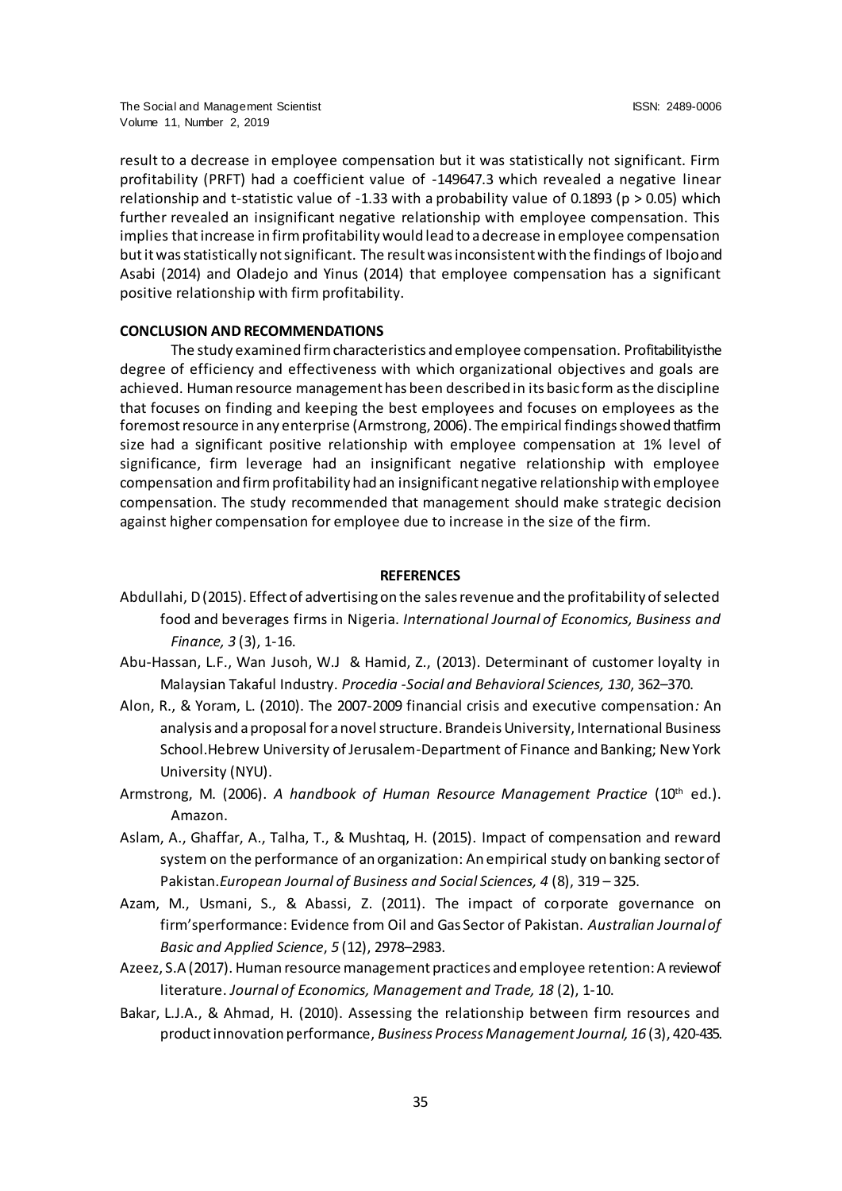result to a decrease in employee compensation but it was statistically not significant. Firm profitability (PRFT) had a coefficient value of -149647.3 which revealed a negative linear relationship and t-statistic value of -1.33 with a probability value of 0.1893 ($p > 0.05$) which further revealed an insignificant negative relationship with employee compensation. This implies that increase in firm profitability would lead to a decrease in employee compensation but it was statistically not significant. The result was inconsistent with the findings of Ibojo and Asabi (2014) and Oladejo and Yinus (2014) that employee compensation has a significant positive relationship with firm profitability.

## CONCLUSION AND RECOMMENDATIONS

The study examined firm characteristics and employee compensation. Profitability is the degree of efficiency and effectiveness with which organizational objectives and goals are achieved. Human resource management has been described in its basic form as the discipline that focuses on finding and keeping the best employees and focuses on employees as the foremost resource in any enterprise (Armstrong, 2006). The empirical findings showed that firm size had a significant positive relationship with employee compensation at 1% level of significance, firm leverage had an insignificant negative relationship with employee compensation and firm profitability had an insignificant negative relationship with employee compensation. The study recommended that management should make strategic decision against higher compensation for employee due to increase in the size of the firm.

## REFERENCES

Abdullahi, D (2015). Effect of advertising on the sales revenue and the profitability of selected food and beverages firms in Nigeria. *International Journal of Economics, Business and Finance, 3* (3), 1-16.

Abu-Hassan, L.F., Wan Jusoh, W.J & Hamid, Z., (2013). Determinant of customer loyalty in Malaysian Takaful Industry. *Procedia -Social and Behavioral Sciences, 130*, 362–370.

Alon, R., & Yoram, L. (2010). The 2007-2009 financial crisis and executive compensation*:* An analysis and a proposal for a novel structure. Brandeis University, International Business School.Hebrew University of Jerusalem-Department of Finance and Banking; New York University (NYU).

Armstrong, M. (2006). *A handbook of Human Resource Management Practice* (10th ed.). Amazon.

Aslam, A., Ghaffar, A., Talha, T., & Mushtaq, H. (2015). Impact of compensation and reward system on the performance of an organization: An empirical study on banking sector of Pakistan.*European Journal of Business and Social Sciences, 4* (8), 319 – 325.

Azam, M., Usmani, S., & Abassi, Z. (2011). The impact of corporate governance on firm'sperformance: Evidence from Oil and Gas Sector of Pakistan. *Australian Journal of Basic and Applied Science*, *5* (12), 2978–2983.

Azeez, S.A (2017). Human resource management practices and employee retention: A review of literature. *Journal of Economics, Management and Trade, 18* (2), 1-10.

Bakar, L.J.A., & Ahmad, H. (2010). Assessing the relationship between firm resources and product innovation performance, *Business Process Management Journal, 16* (3), 420-435.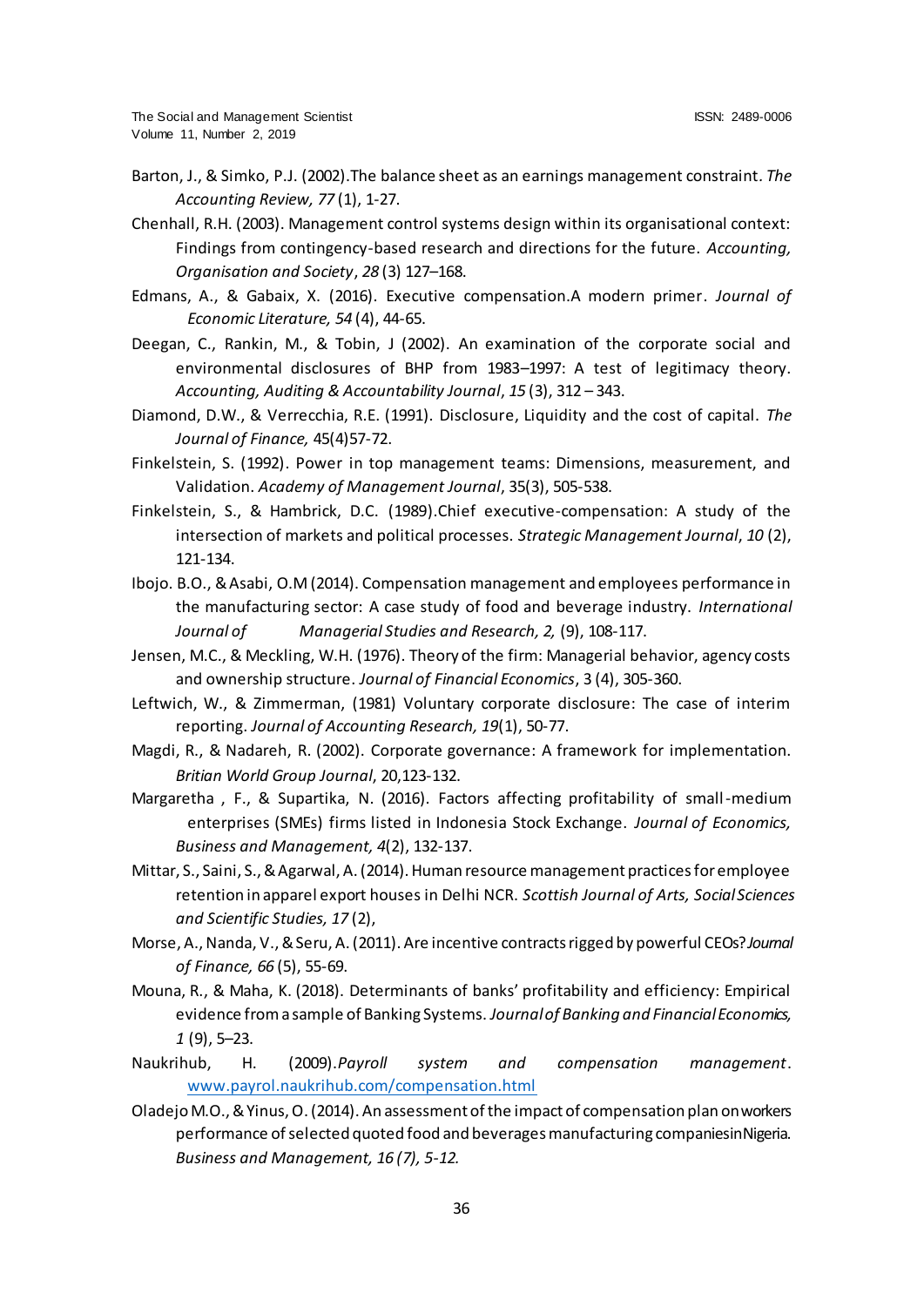Barton, J., & Simko, P.J. (2002).The balance sheet as an earnings management constraint. *The Accounting Review, 77* (1), 1-27.

Chenhall, R.H. (2003). Management control systems design within its organisational context: Findings from contingency-based research and directions for the future. *Accounting, Organisation and Society*, *28* (3) 127–168.

Edmans, A., & Gabaix, X. (2016). Executive compensation.A modern primer. *Journal of Economic Literature, 54* (4), 44-65.

Deegan, C., Rankin, M., & Tobin, J (2002). An examination of the corporate social and environmental disclosures of BHP from 1983–1997: A test of legitimacy theory. *Accounting, Auditing & Accountability Journal*, *15* (3), 312 – 343.

Diamond, D.W., & Verrecchia, R.E. (1991). Disclosure, Liquidity and the cost of capital. *The Journal of Finance,* 45(4)57-72.

Finkelstein, S. (1992). Power in top management teams: Dimensions, measurement, and Validation. *Academy of Management Journal*, 35(3), 505-538.

Finkelstein, S., & Hambrick, D.C. (1989).Chief executive-compensation: A study of the intersection of markets and political processes. *Strategic Management Journal*, *10* (2), 121-134.

Ibojo. B.O., & Asabi, O.M (2014). Compensation management and employees performance in the manufacturing sector: A case study of food and beverage industry. *International Journal of Managerial Studies and Research, 2,* (9), 108-117.

Jensen, M.C., & Meckling, W.H. (1976). Theory of the firm: Managerial behavior, agency costs and ownership structure. *Journal of Financial Economics*, 3 (4), 305-360.

Leftwich, W., & Zimmerman, (1981) Voluntary corporate disclosure: The case of interim reporting. *Journal of Accounting Research, 19*(1), 50-77.

Magdi, R., & Nadareh, R. (2002). Corporate governance: A framework for implementation. *Britian World Group Journal*, 20,123-132.

Margaretha , F., & Supartika, N. (2016). Factors affecting profitability of small-medium enterprises (SMEs) firms listed in Indonesia Stock Exchange. *Journal of Economics, Business and Management, 4*(2), 132-137.

Mittar, S., Saini, S., & Agarwal, A. (2014). Human resource management practices for employee retention in apparel export houses in Delhi NCR. *Scottish Journal of Arts, Social Sciences and Scientific Studies, 17* (2),

Morse, A., Nanda, V., & Seru, A. (2011). Are incentive contracts rigged by powerful CEOs? *Journal of Finance, 66* (5), 55-69.

Mouna, R., & Maha, K. (2018). Determinants of banks' profitability and efficiency: Empirical evidence from a sample of Banking Systems. *Journal of Banking and Financial Economics, 1* (9), 5–23.

Naukrihub, H. (2009).*Payroll system and compensation management*. www.payrol.naukrihub.com/compensation.html

Oladejo M.O., & Yinus, O. (2014). An assessment of the impact of compensation plan on workers performance of selected quoted food and beverages manufacturing companiesinNigeria. *Business and Management, 16 (7), 5-12.*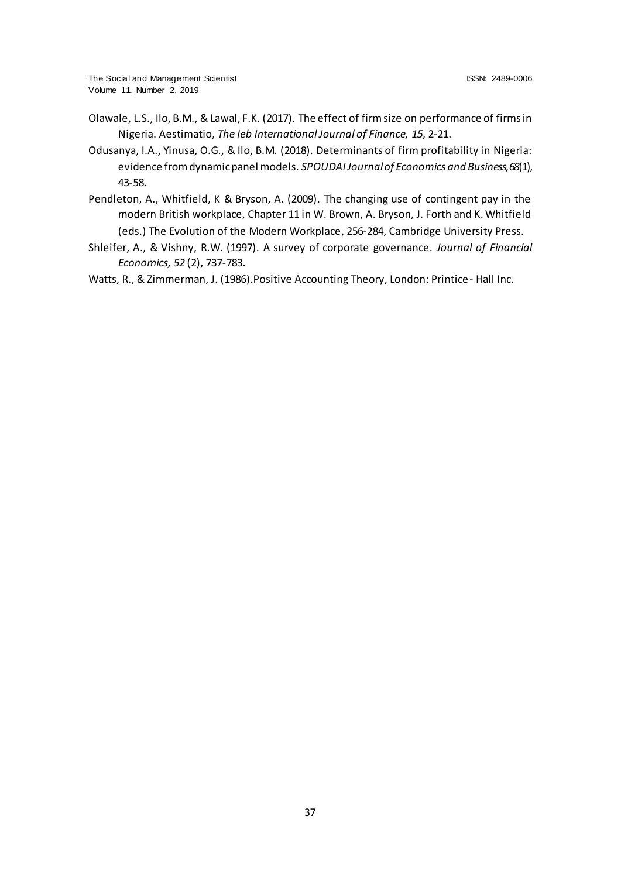Olawale, L.S., Ilo, B.M., & Lawal, F.K. (2017). The effect of firm size on performance of firms in Nigeria. Aestimatio, *The Ieb International Journal of Finance, 15*, 2-21.

Odusanya, I.A., Yinusa, O.G., & Ilo, B.M. (2018). Determinants of firm profitability in Nigeria: evidence from dynamic panel models. *SPOUDAI Journal of Economics and Business, 68*(1), 43-58.

Pendleton, A., Whitfield, K & Bryson, A. (2009). The changing use of contingent pay in the modern British workplace, Chapter 11 in W. Brown, A. Bryson, J. Forth and K. Whitfield (eds.) The Evolution of the Modern Workplace, 256-284, Cambridge University Press.

Shleifer, A., & Vishny, R.W. (1997). A survey of corporate governance. *Journal of Financial Economics, 52* (2), 737-783.

Watts, R., & Zimmerman, J. (1986).Positive Accounting Theory, London: Printice- Hall Inc.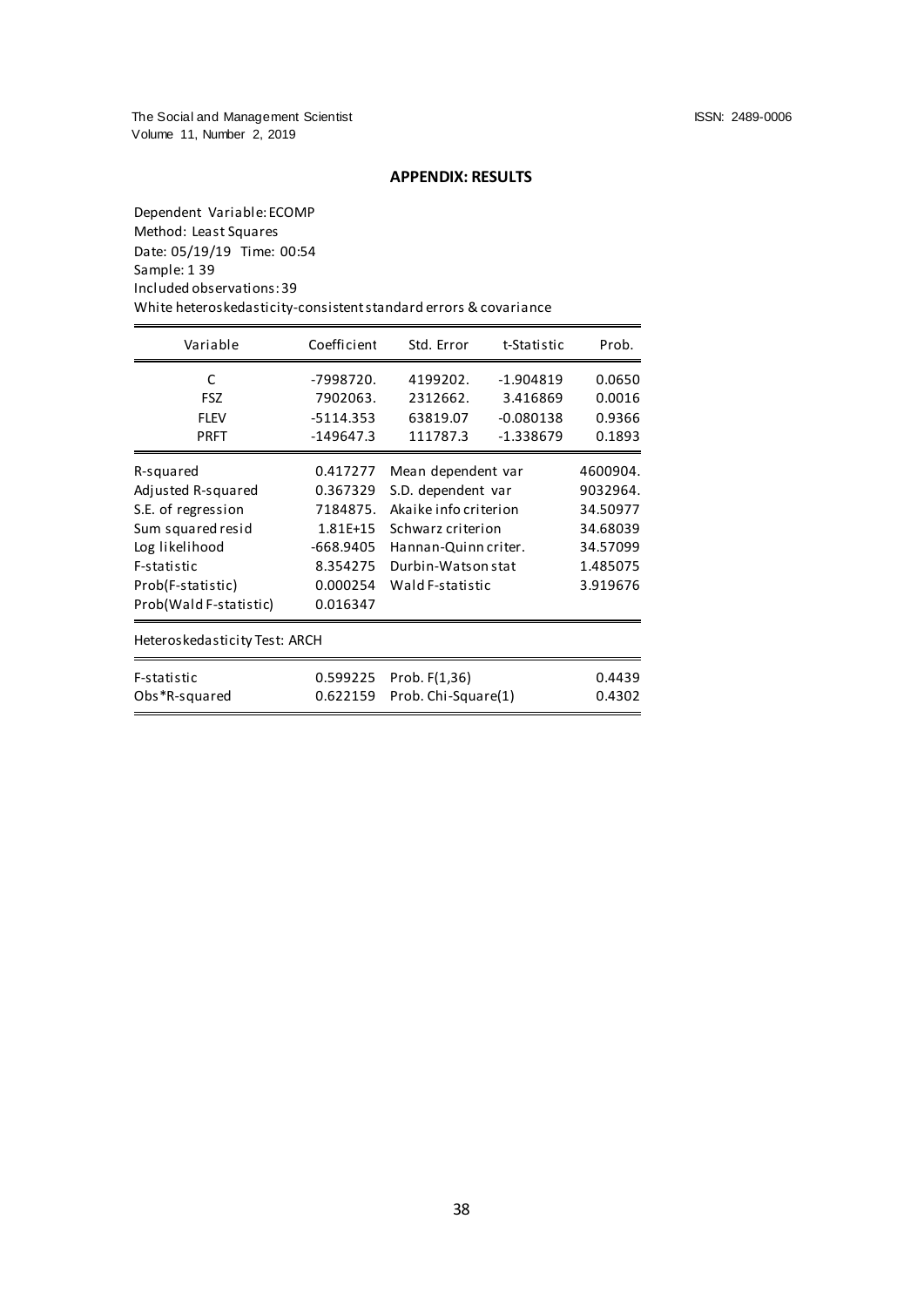## APPENDIX: RESULTS

Dependent Variable: ECOMP
Method: Least Squares
Date: 05/19/19 Time: 00:54
Sample: 1 39
Included observations: 39
White heteroskedasticity-consistent standard errors & covariance

| Variable | Coefficient | Std. Error | t-Statistic | Prob. |
|---|---|---|---|---|
| C | -7998720. | 4199202. | -1.904819 | 0.0650 |
| FSZ | 7902063. | 2312662. | 3.416869 | 0.0016 |
| FLEV | -5114.353 | 63819.07 | -0.080138 | 0.9366 |
| PRFT | -149647.3 | 111787.3 | -1.338679 | 0.1893 |

| | | | |
|---|---|---|---|
| R-squared | 0.417277 | Mean dependent var | 4600904. |
| Adjusted R-squared | 0.367329 | S.D. dependent var | 9032964. |
| S.E. of regression | 7184875. | Akaike info criterion | 34.50977 |
| Sum squared resid | 1.81E+15 | Schwarz criterion | 34.68039 |
| Log likelihood | -668.9405 | Hannan-Quinn criter. | 34.57099 |
| F-statistic | 8.354275 | Durbin-Watson stat | 1.485075 |
| Prob(F-statistic) | 0.000254 | Wald F-statistic | 3.919676 |
| Prob(Wald F-statistic) | 0.016347 | | |

Heteroskedasticity Test: ARCH

| | | | |
|---|---|---|---|
| F-statistic | 0.599225 | Prob. F(1,36) | 0.4439 |
| Obs*R-squared | 0.622159 | Prob. Chi-Square(1) | 0.4302 |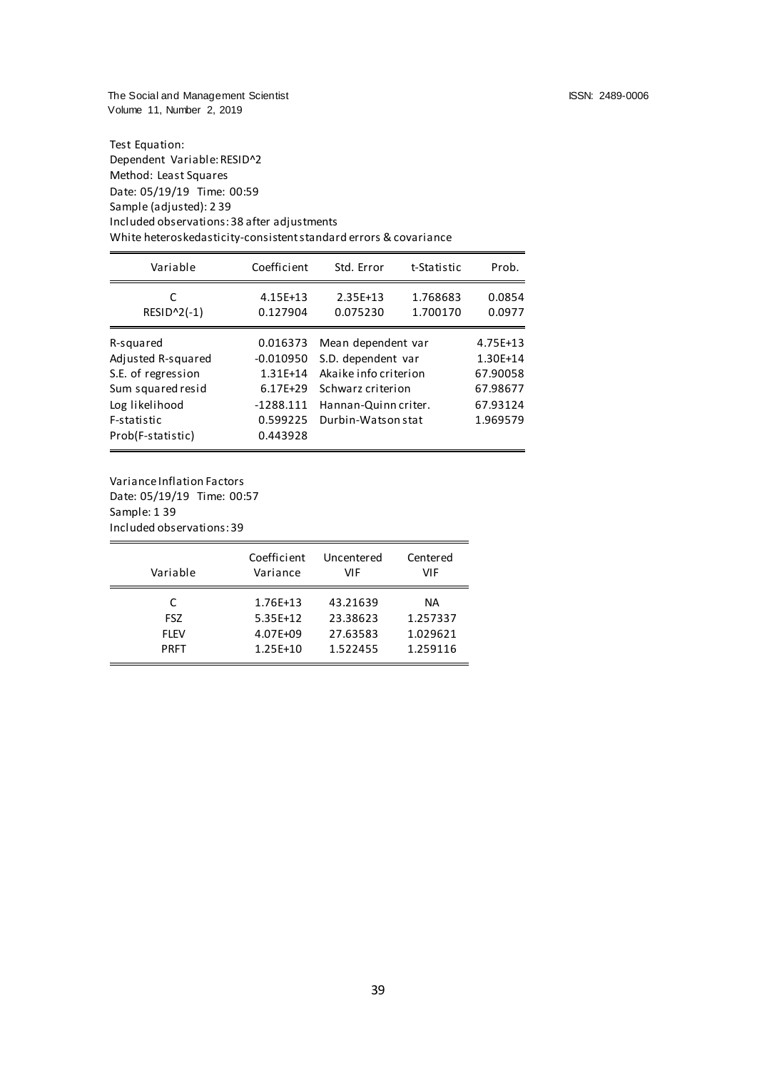Test Equation:
Dependent Variable: RESID^2
Method: Least Squares
Date: 05/19/19 Time: 00:59
Sample (adjusted): 2 39
Included observations: 38 after adjustments
White heteroskedasticity-consistent standard errors & covariance

| Variable | Coefficient | Std. Error | t-Statistic | Prob. |
|---|---|---|---|---|
| C | 4.15E+13 | 2.35E+13 | 1.768683 | 0.0854 |
| RESID^2(-1) | 0.127904 | 0.075230 | 1.700170 | 0.0977 |

| | | | |
|---|---|---|---|
| R-squared | 0.016373 | Mean dependent var | 4.75E+13 |
| Adjusted R-squared | -0.010950 | S.D. dependent var | 1.30E+14 |
| S.E. of regression | 1.31E+14 | Akaike info criterion | 67.90058 |
| Sum squared resid | 6.17E+29 | Schwarz criterion | 67.98677 |
| Log likelihood | -1288.111 | Hannan-Quinn criter. | 67.93124 |
| F-statistic | 0.599225 | Durbin-Watson stat | 1.969579 |
| Prob(F-statistic) | 0.443928 | | |

Variance Inflation Factors
Date: 05/19/19 Time: 00:57
Sample: 1 39
Included observations: 39

| Variable | Coefficient Variance | Uncentered VIF | Centered VIF |
|---|---|---|---|
| C | 1.76E+13 | 43.21639 | NA |
| FSZ | 5.35E+12 | 23.38623 | 1.257337 |
| FLEV | 4.07E+09 | 27.63583 | 1.029621 |
| PRFT | 1.25E+10 | 1.522455 | 1.259116 |